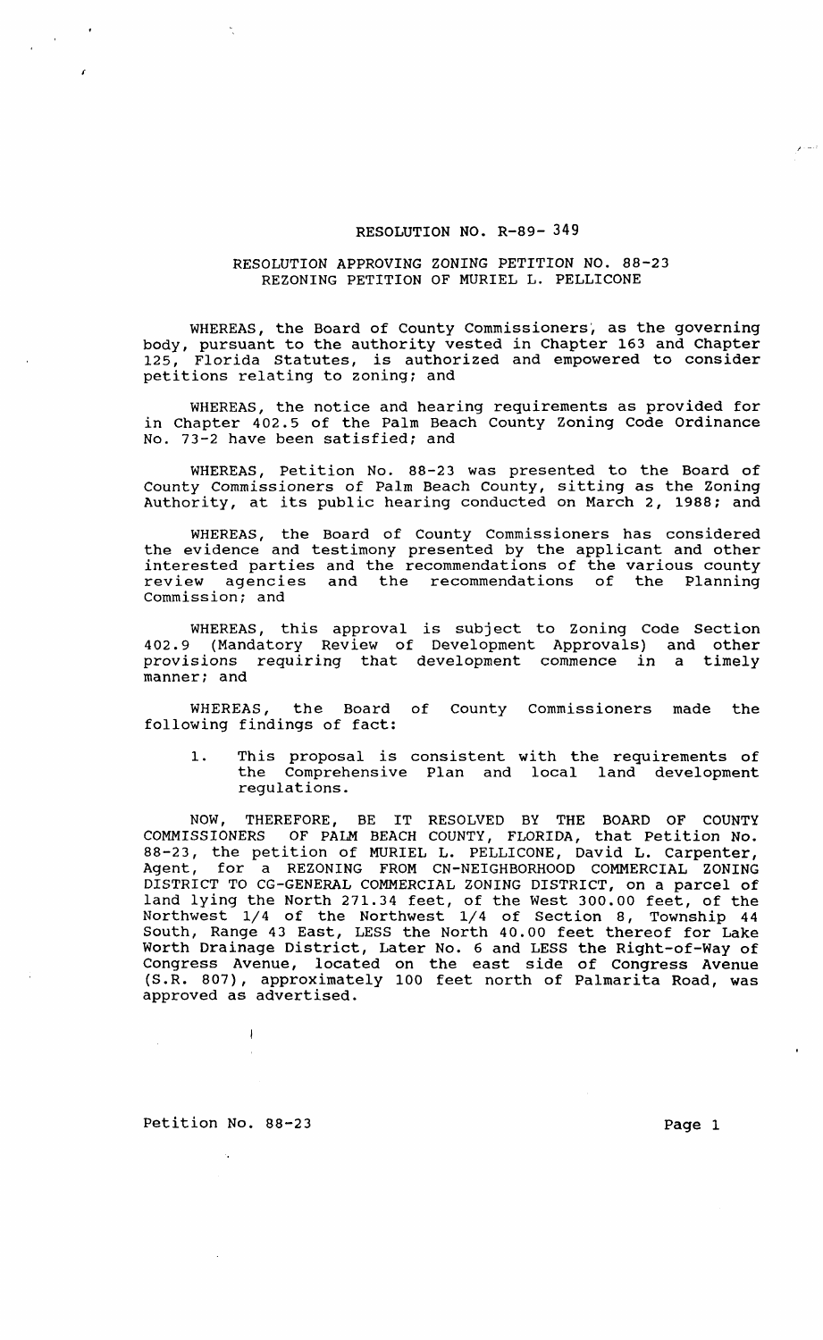# RESOLUTION NO. R-89- 349

## RESOLUTION APPROVING ZONING PETITION NO. 88-23 REZONING PETITION OF MURIEL L. PELLICONE

WHEREAS, the Board of County Commissioners, as the governing body, pursuant to the authority vested in Chapter 163 and Chapter 125, Florida Statutes, is authorized and empowered to consider petitions relating to zoning; and

WHEREAS, the notice and hearing requirements as provided for in Chapter 402.5 of the Palm Beach County Zoning Code Ordinance No. 73-2 have been satisfied; and

WHEREAS, Petition No. 88-23 was presented to the Board of County Commissioners of Palm Beach County, sitting as the Zoning Authority, at its public hearing conducted on March 2, 1988; and

WHEREAS, the Board of County Commissioners has considered the evidence and testimony presented by the applicant and other interested parties and the recommendations of the various county review agencies and the recommendations of the Planning Commission; and

WHEREAS, this approval is subject to Zoning Code Section 402.9 (Mandatory Review of Development Approvals) and other provisions requiring that development commence in a timely manner; and

WHEREAS, the Board of County Commissioners made the following findings of fact:

1. This proposal is consistent with the requirements of the Comprehensive Plan and local land development regulations.

NOW, THEREFORE, BE IT RESOLVED BY THE BOARD OF COUNTY COMMISSIONERS OF PALM BEACH COUNTY, FLORIDA, that Petition No. 88-23, the petition of MURIEL L. PELLICONE, David L. Carpenter, Agent, for a REZONING FROM CN-NEIGHBORHOOD COMMERCIAL ZONING DISTRICT TO CG-GENERAL COMMERCIAL ZONING DISTRICT, on a parcel of land lying the North 271.34 feet, of the West 300.00 feet, of the Northwest 1/4 of the Northwest 1/4 of Section 8, Township 44 South, Range 43 East, LESS the North 40.00 feet thereof for Lake Worth Drainage District, Later No. 6 and LESS the Right-of-Way of Congress Avenue, located on the east side of Congress Avenue (S.R. 807), approximately 100 feet north of Palmarita Road, was approved as advertised.

Petition No. 88-23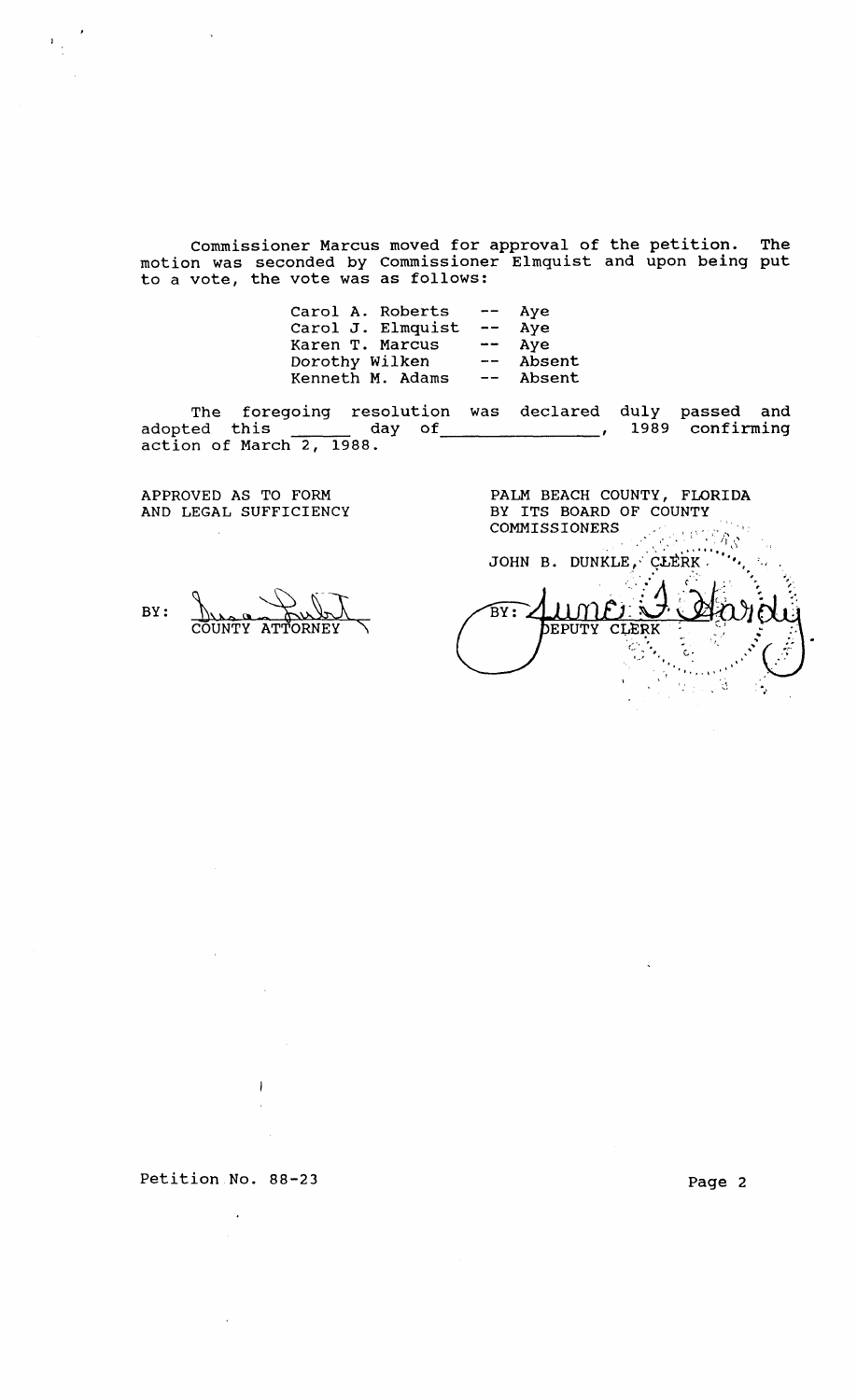Commissioner Marcus moved for approval of the petition. The motion was seconded by Commissioner Elmquist and upon being put to a vote, the vote was as follows:

| | | |
|---|---|---|
| Carol A. Roberts | -- | Aye |
| Carol J. Elmquist | -- | Aye |
| Karen T. Marcus | -- | Aye |
| Dorothy Wilken | -- | Absent |
| Kenneth M. Adams | -- | Absent |

The foregoing resolution was declared duly passed and adopted this ______ day of ______________, 1989 confirming action of March 2, 1988.

APPROVED AS TO FORM
AND LEGAL SUFFICIENCY

BY: COUNTY ATTORNEY

PALM BEACH COUNTY, FLORIDA
BY ITS BOARD OF COUNTY
COMMISSIONERS

JOHN B. DUNKLE, CLERK

BY: DEPUTY CLERK

Petition No. 88-23